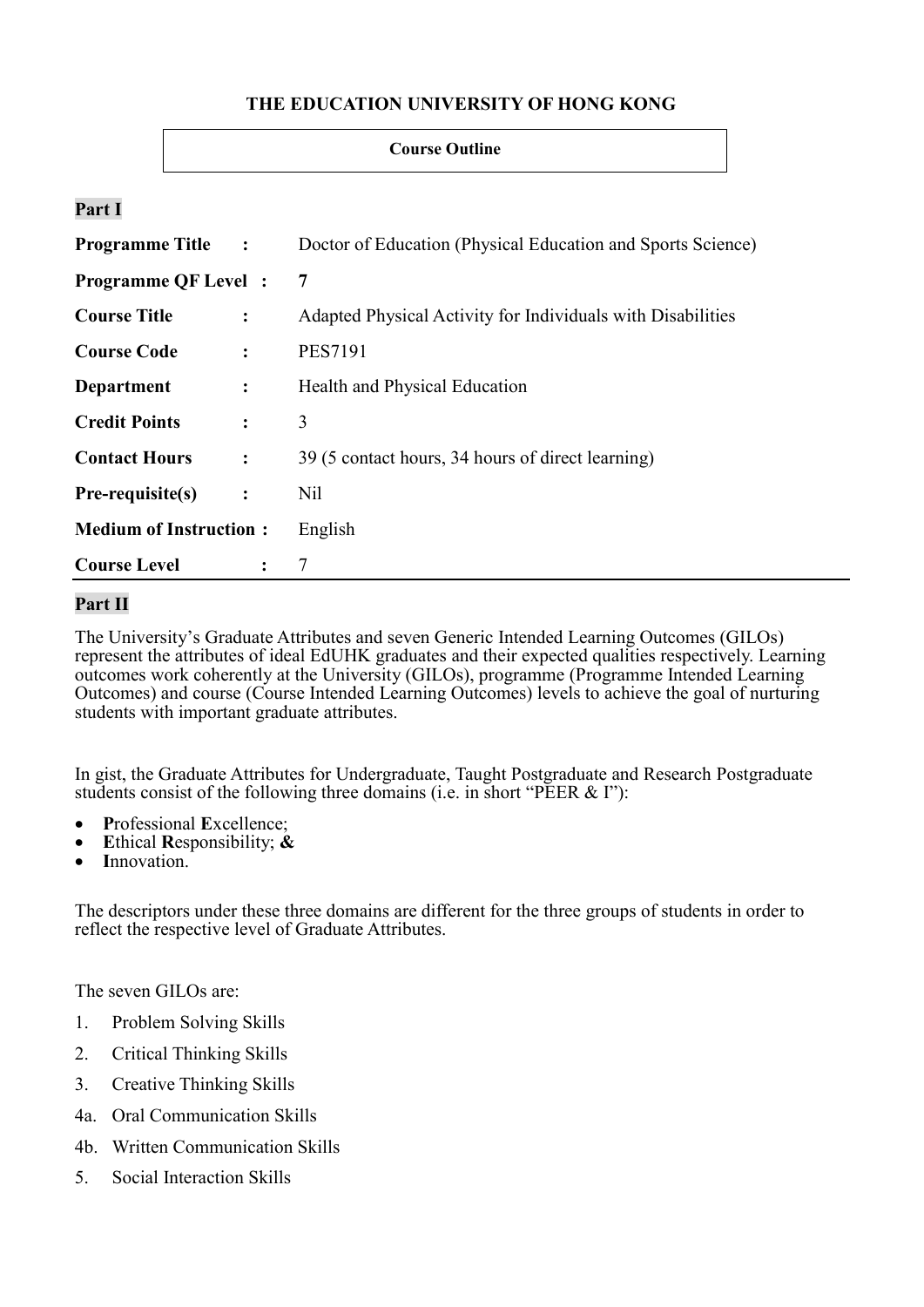**THE EDUCATION UNIVERSITY OF HONG KONG**

**Course Outline**

## Part I

| | | |
|---|---|---|
| **Programme Title** | : | Doctor of Education (Physical Education and Sports Science) |
| **Programme QF Level** | : | **7** |
| **Course Title** | : | Adapted Physical Activity for Individuals with Disabilities |
| **Course Code** | : | PES7191 |
| **Department** | : | Health and Physical Education |
| **Credit Points** | : | 3 |
| **Contact Hours** | : | 39 (5 contact hours, 34 hours of direct learning) |
| **Pre-requisite(s)** | : | Nil |
| **Medium of Instruction** | : | English |
| **Course Level** | : | 7 |

## Part II

The University's Graduate Attributes and seven Generic Intended Learning Outcomes (GILOs) represent the attributes of ideal EdUHK graduates and their expected qualities respectively. Learning outcomes work coherently at the University (GILOs), programme (Programme Intended Learning Outcomes) and course (Course Intended Learning Outcomes) levels to achieve the goal of nurturing students with important graduate attributes.

In gist, the Graduate Attributes for Undergraduate, Taught Postgraduate and Research Postgraduate students consist of the following three domains (i.e. in short "PEER & I"):

- **P**rofessional **E**xcellence;
- **E**thical **R**esponsibility; **&**
- **I**nnovation.

The descriptors under these three domains are different for the three groups of students in order to reflect the respective level of Graduate Attributes.

The seven GILOs are:

1. Problem Solving Skills
2. Critical Thinking Skills
3. Creative Thinking Skills

4a. Oral Communication Skills

4b. Written Communication Skills

5. Social Interaction Skills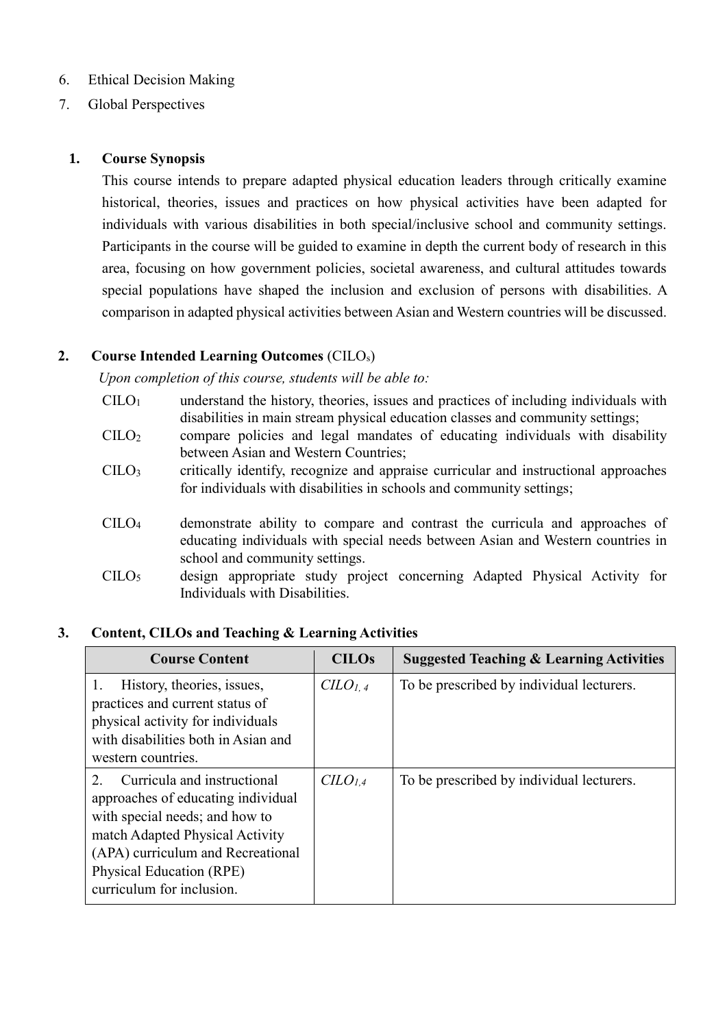6. Ethical Decision Making
7. Global Perspectives

## 1. Course Synopsis

This course intends to prepare adapted physical education leaders through critically examine historical, theories, issues and practices on how physical activities have been adapted for individuals with various disabilities in both special/inclusive school and community settings. Participants in the course will be guided to examine in depth the current body of research in this area, focusing on how government policies, societal awareness, and cultural attitudes towards special populations have shaped the inclusion and exclusion of persons with disabilities. A comparison in adapted physical activities between Asian and Western countries will be discussed.

## 2. Course Intended Learning Outcomes ($CILO_s$)

*Upon completion of this course, students will be able to:*

- $CILO_1$ understand the history, theories, issues and practices of including individuals with disabilities in main stream physical education classes and community settings;
- $CILO_2$ compare policies and legal mandates of educating individuals with disability between Asian and Western Countries;
- $CILO_3$ critically identify, recognize and appraise curricular and instructional approaches for individuals with disabilities in schools and community settings;
- $CILO_4$ demonstrate ability to compare and contrast the curricula and approaches of educating individuals with special needs between Asian and Western countries in school and community settings.
- $CILO_5$ design appropriate study project concerning Adapted Physical Activity for Individuals with Disabilities.

## 3. Content, CILOs and Teaching & Learning Activities

| Course Content | CILOs | Suggested Teaching & Learning Activities |
|---|---|---|
| 1. History, theories, issues, practices and current status of physical activity for individuals with disabilities both in Asian and western countries. | *$CILO_{1,4}$* | To be prescribed by individual lecturers. |
| 2. Curricula and instructional approaches of educating individual with special needs; and how to match Adapted Physical Activity (APA) curriculum and Recreational Physical Education (RPE) curriculum for inclusion. | *$CILO_{1,4}$* | To be prescribed by individual lecturers. |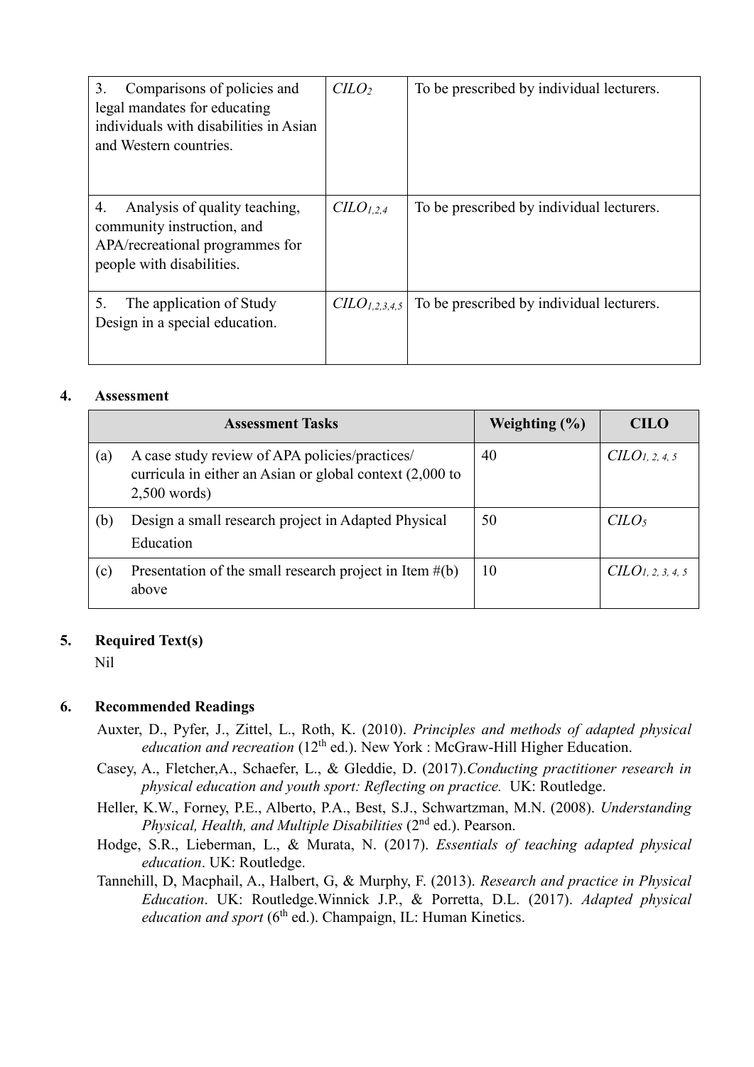| | | |
|---|---|---|
| 3. Comparisons of policies and legal mandates for educating individuals with disabilities in Asian and Western countries. | $CILO_2$ | To be prescribed by individual lecturers. |
| 4. Analysis of quality teaching, community instruction, and APA/recreational programmes for people with disabilities. | $CILO_{1,2,4}$ | To be prescribed by individual lecturers. |
| 5. The application of Study Design in a special education. | $CILO_{1,2,3,4,5}$ | To be prescribed by individual lecturers. |

## 4. Assessment

| Assessment Tasks | | Weighting (%) | CILO |
|---|---|---|---|
| (a) | A case study review of APA policies/practices/ curricula in either an Asian or global context (2,000 to 2,500 words) | 40 | $CILO_{1, 2, 4, 5}$ |
| (b) | Design a small research project in Adapted Physical Education | 50 | $CILO_5$ |
| (c) | Presentation of the small research project in Item #(b) above | 10 | $CILO_{1, 2, 3, 4, 5}$ |

## 5. Required Text(s)

Nil

## 6. Recommended Readings

Auxter, D., Pyfer, J., Zittel, L., Roth, K. (2010). *Principles and methods of adapted physical education and recreation* (12th ed.). New York : McGraw-Hill Higher Education.

Casey, A., Fletcher,A., Schaefer, L., & Gleddie, D. (2017).*Conducting practitioner research in physical education and youth sport: Reflecting on practice.* UK: Routledge.

Heller, K.W., Forney, P.E., Alberto, P.A., Best, S.J., Schwartzman, M.N. (2008). *Understanding Physical, Health, and Multiple Disabilities* (2nd ed.). Pearson.

Hodge, S.R., Lieberman, L., & Murata, N. (2017). *Essentials of teaching adapted physical education*. UK: Routledge.

Tannehill, D, Macphail, A., Halbert, G, & Murphy, F. (2013). *Research and practice in Physical Education*. UK: Routledge.Winnick J.P., & Porretta, D.L. (2017). *Adapted physical education and sport* (6th ed.). Champaign, IL: Human Kinetics.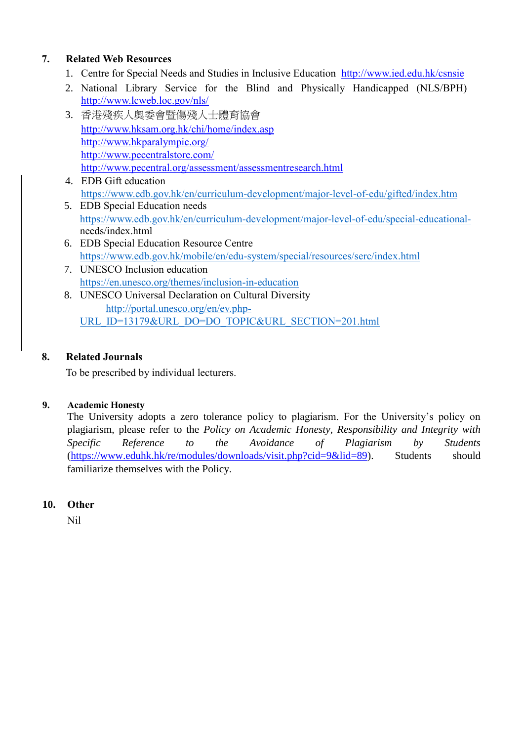## 7. Related Web Resources

1. Centre for Special Needs and Studies in Inclusive Education http://www.ied.edu.hk/csnsie
2. National Library Service for the Blind and Physically Handicapped (NLS/BPH) http://www.lcweb.loc.gov/nls/
3. 香港殘疾人奧委會暨傷殘人士體育協會
   http://www.hksam.org.hk/chi/home/index.asp
   http://www.hkparalympic.org/
   http://www.pecentralstore.com/
   http://www.pecentral.org/assessment/assessmentresearch.html
4. EDB Gift education
   https://www.edb.gov.hk/en/curriculum-development/major-level-of-edu/gifted/index.htm
5. EDB Special Education needs
   https://www.edb.gov.hk/en/curriculum-development/major-level-of-edu/special-educational-needs/index.html
6. EDB Special Education Resource Centre
   https://www.edb.gov.hk/mobile/en/edu-system/special/resources/serc/index.html
7. UNESCO Inclusion education
   https://en.unesco.org/themes/inclusion-in-education
8. UNESCO Universal Declaration on Cultural Diversity
   http://portal.unesco.org/en/ev.php-URL_ID=13179&URL_DO=DO_TOPIC&URL_SECTION=201.html

## 8. Related Journals

To be prescribed by individual lecturers.

## 9. Academic Honesty

The University adopts a zero tolerance policy to plagiarism. For the University's policy on plagiarism, please refer to the *Policy on Academic Honesty, Responsibility and Integrity with Specific Reference to the Avoidance of Plagiarism by Students* (https://www.eduhk.hk/re/modules/downloads/visit.php?cid=9&lid=89). Students should familiarize themselves with the Policy.

## 10. Other

Nil